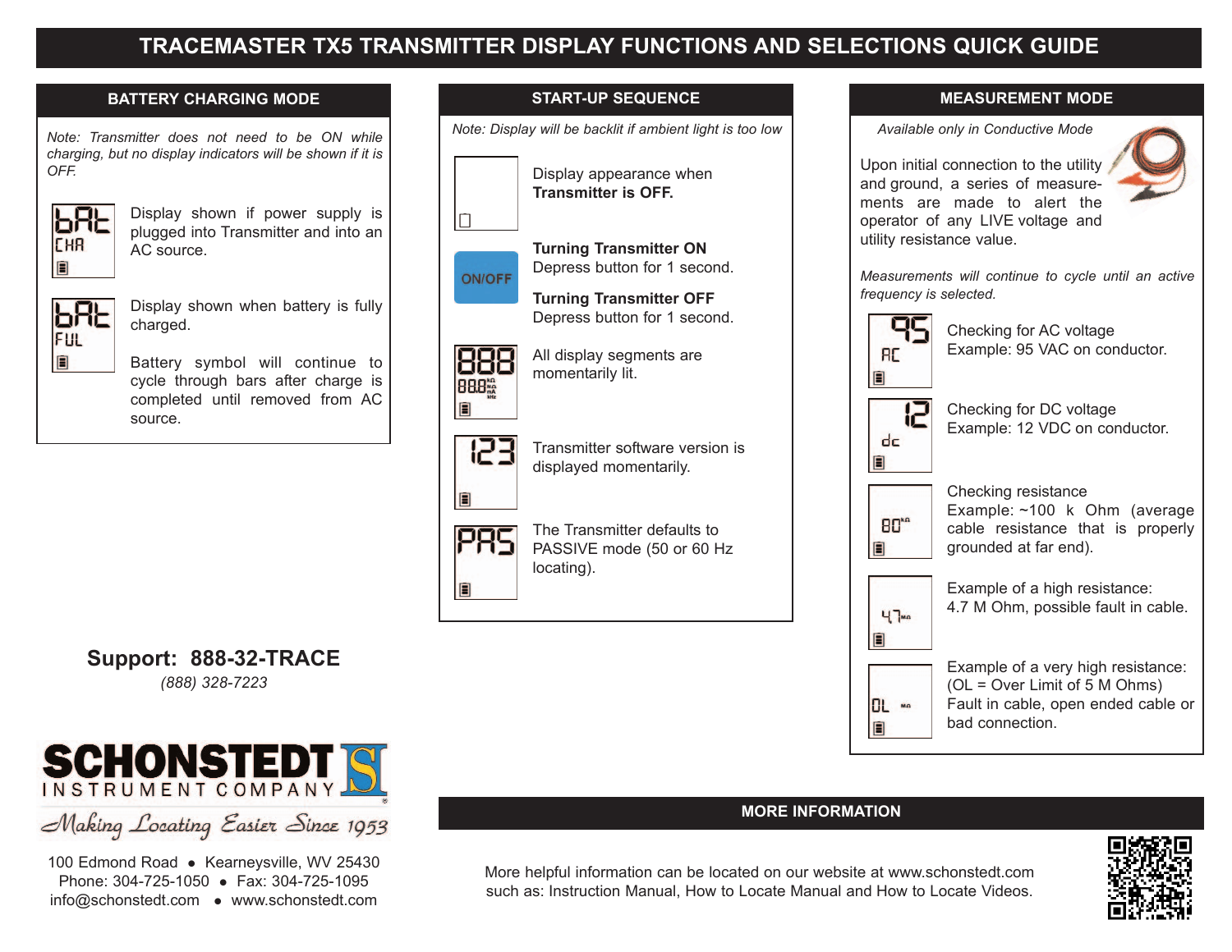# TRACEMASTER TX5 TRANSMITTER DISPLAY FUNCTIONS AND SELECTIONS QUICK GUIDE

## BATTERY CHARGING MODE

*Note: Transmitter does not need to be ON while charging, but no display indicators will be shown if it is OFF.*

bAt CHA — Display shown if power supply is plugged into Transmitter and into an AC source.

bAt FUL — Display shown when battery is fully charged.

Battery symbol will continue to cycle through bars after charge is completed until removed from AC source.

**Support: 888-32-TRACE**

*(888) 328-7223*

SCHONSTEDT INSTRUMENT COMPANY

*Making Locating Easier Since 1953*

100 Edmond Road • Kearneysville, WV 25430
Phone: 304-725-1050 • Fax: 304-725-1095
info@schonstedt.com • www.schonstedt.com

## START-UP SEQUENCE

*Note: Display will be backlit if ambient light is too low*

Display appearance when **Transmitter is OFF.**

ON/OFF

**Turning Transmitter ON**
Depress button for 1 second.

**Turning Transmitter OFF**
Depress button for 1 second.

888 — All display segments are momentarily lit.

123 — Transmitter software version is displayed momentarily.

PAS — The Transmitter defaults to PASSIVE mode (50 or 60 Hz locating).

## MEASUREMENT MODE

*Available only in Conductive Mode*

Upon initial connection to the utility and ground, a series of measurements are made to alert the operator of any LIVE voltage and utility resistance value.

*Measurements will continue to cycle until an active frequency is selected.*

95 AC — Checking for AC voltage
Example: 95 VAC on conductor.

12 dc — Checking for DC voltage
Example: 12 VDC on conductor.

80 kΩ — Checking resistance
Example: ~100 k Ohm (average cable resistance that is properly grounded at far end).

4.7 MΩ — Example of a high resistance:
4.7 M Ohm, possible fault in cable.

OL MΩ — Example of a very high resistance:
(OL = Over Limit of 5 M Ohms)
Fault in cable, open ended cable or bad connection.

## MORE INFORMATION

More helpful information can be located on our website at www.schonstedt.com such as: Instruction Manual, How to Locate Manual and How to Locate Videos.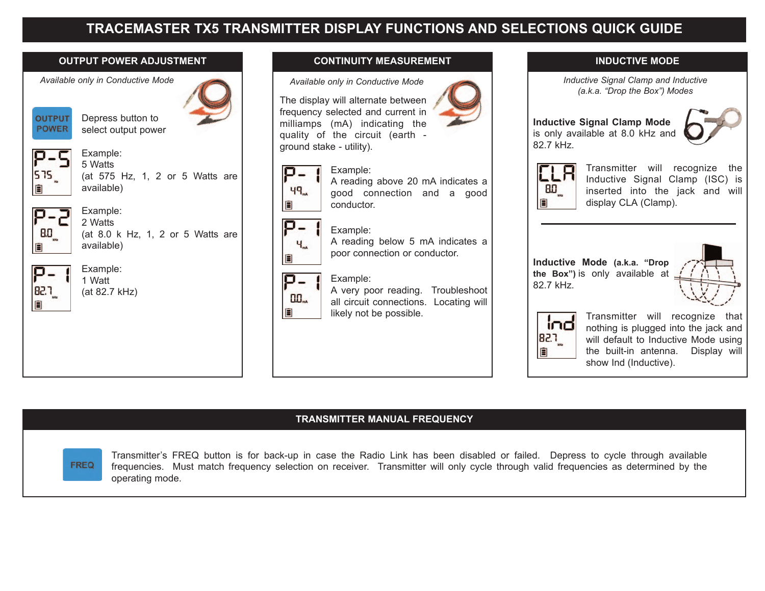# TRACEMASTER TX5 TRANSMITTER DISPLAY FUNCTIONS AND SELECTIONS QUICK GUIDE

## OUTPUT POWER ADJUSTMENT

*Available only in Conductive Mode*

OUTPUT POWER

Depress button to select output power

P-5
575 Hz

Example:
5 Watts
(at 575 Hz, 1, 2 or 5 Watts are available)

P-2
8.0 kHz

Example:
2 Watts
(at 8.0 k Hz, 1, 2 or 5 Watts are available)

P- 1
82.7 kHz

Example:
1 Watt
(at 82.7 kHz)

## CONTINUITY MEASUREMENT

*Available only in Conductive Mode*

The display will alternate between frequency selected and current in milliamps (mA) indicating the quality of the circuit (earth - ground stake - utility).

P- 1
49 mA

Example:
A reading above 20 mA indicates a good connection and a good conductor.

P- 1
4 mA

Example:
A reading below 5 mA indicates a poor connection or conductor.

P- 1
0.0 mA

Example:
A very poor reading. Troubleshoot all circuit connections. Locating will likely not be possible.

## INDUCTIVE MODE

*Inductive Signal Clamp and Inductive (a.k.a. "Drop the Box") Modes*

**Inductive Signal Clamp Mode** is only available at 8.0 kHz and 82.7 kHz.

CLA
8.0 kHz

Transmitter will recognize the Inductive Signal Clamp (ISC) is inserted into the jack and will display CLA (Clamp).

---

**Inductive Mode (a.k.a. "Drop the Box")** is only available at 82.7 kHz.

Ind
82.7 kHz

Transmitter will recognize that nothing is plugged into the jack and will default to Inductive Mode using the built-in antenna. Display will show Ind (Inductive).

## TRANSMITTER MANUAL FREQUENCY

FREQ

Transmitter's FREQ button is for back-up in case the Radio Link has been disabled or failed. Depress to cycle through available frequencies. Must match frequency selection on receiver. Transmitter will only cycle through valid frequencies as determined by the operating mode.